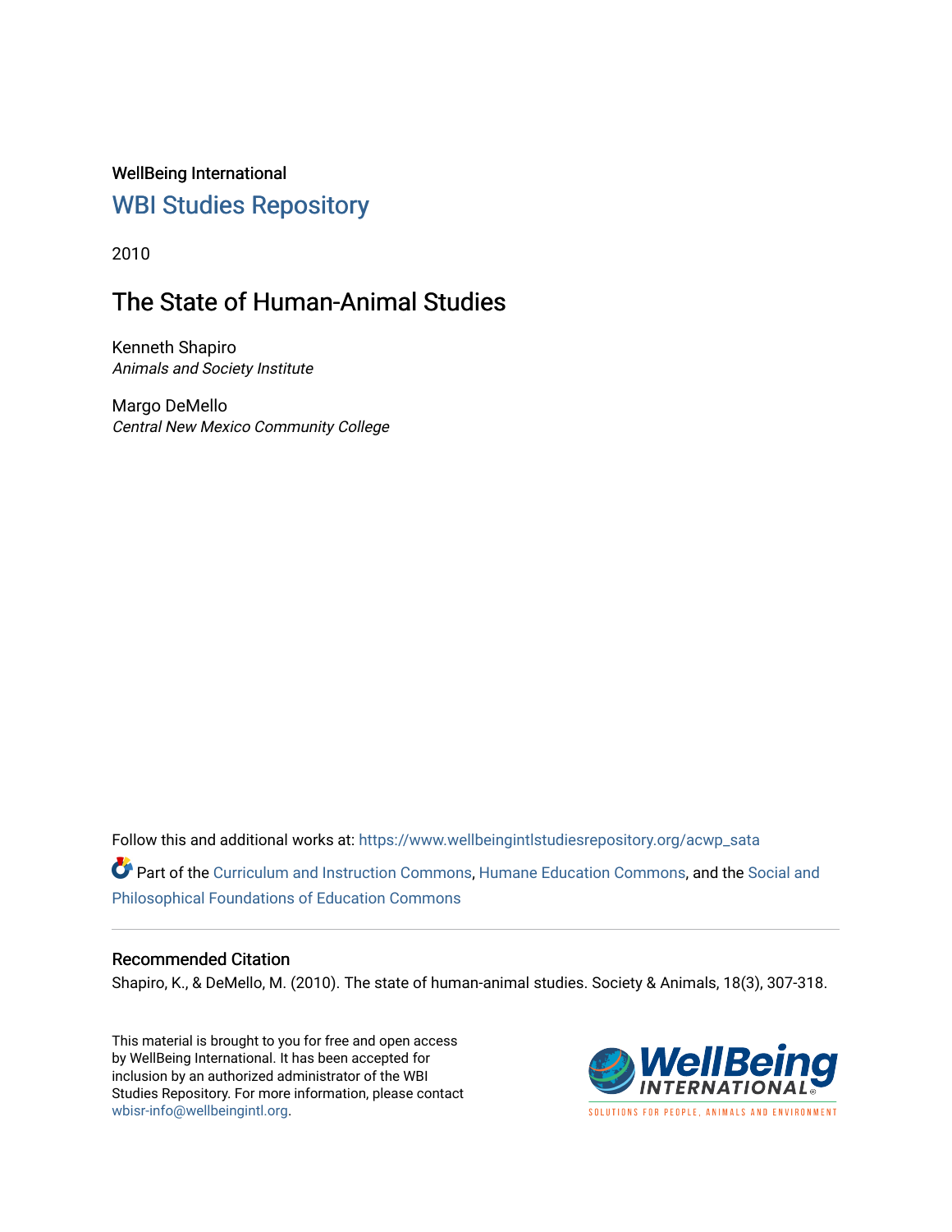WellBeing International

## WBI Studies Repository

2010

# The State of Human-Animal Studies

Kenneth Shapiro
*Animals and Society Institute*

Margo DeMello
*Central New Mexico Community College*

Follow this and additional works at: https://www.wellbeingintlstudiesrepository.org/acwp_sata

Part of the Curriculum and Instruction Commons, Humane Education Commons, and the Social and Philosophical Foundations of Education Commons

### Recommended Citation

Shapiro, K., & DeMello, M. (2010). The state of human-animal studies. Society & Animals, 18(3), 307-318.

This material is brought to you for free and open access by WellBeing International. It has been accepted for inclusion by an authorized administrator of the WBI Studies Repository. For more information, please contact wbisr-info@wellbeingintl.org.

WellBeing International
SOLUTIONS FOR PEOPLE, ANIMALS AND ENVIRONMENT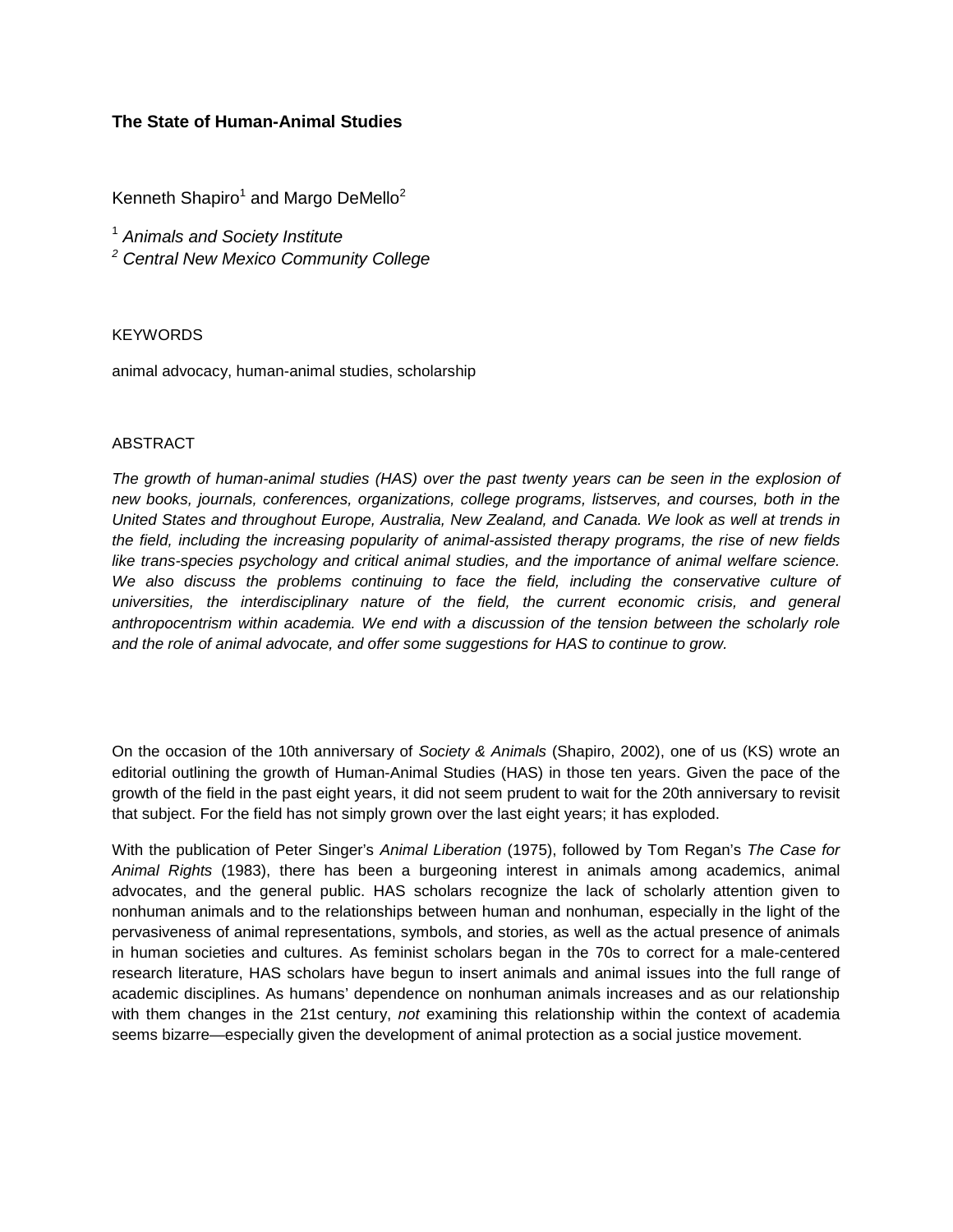# The State of Human-Animal Studies

Kenneth Shapiro[1] and Margo DeMello[2]

[1] *Animals and Society Institute*

[2] *Central New Mexico Community College*

KEYWORDS

animal advocacy, human-animal studies, scholarship

ABSTRACT

*The growth of human-animal studies (HAS) over the past twenty years can be seen in the explosion of new books, journals, conferences, organizations, college programs, listserves, and courses, both in the United States and throughout Europe, Australia, New Zealand, and Canada. We look as well at trends in the field, including the increasing popularity of animal-assisted therapy programs, the rise of new fields like trans-species psychology and critical animal studies, and the importance of animal welfare science. We also discuss the problems continuing to face the field, including the conservative culture of universities, the interdisciplinary nature of the field, the current economic crisis, and general anthropocentrism within academia. We end with a discussion of the tension between the scholarly role and the role of animal advocate, and offer some suggestions for HAS to continue to grow.*

On the occasion of the 10th anniversary of *Society & Animals* (Shapiro, 2002), one of us (KS) wrote an editorial outlining the growth of Human-Animal Studies (HAS) in those ten years. Given the pace of the growth of the field in the past eight years, it did not seem prudent to wait for the 20th anniversary to revisit that subject. For the field has not simply grown over the last eight years; it has exploded.

With the publication of Peter Singer's *Animal Liberation* (1975), followed by Tom Regan's *The Case for Animal Rights* (1983), there has been a burgeoning interest in animals among academics, animal advocates, and the general public. HAS scholars recognize the lack of scholarly attention given to nonhuman animals and to the relationships between human and nonhuman, especially in the light of the pervasiveness of animal representations, symbols, and stories, as well as the actual presence of animals in human societies and cultures. As feminist scholars began in the 70s to correct for a male-centered research literature, HAS scholars have begun to insert animals and animal issues into the full range of academic disciplines. As humans' dependence on nonhuman animals increases and as our relationship with them changes in the 21st century, *not* examining this relationship within the context of academia seems bizarre—especially given the development of animal protection as a social justice movement.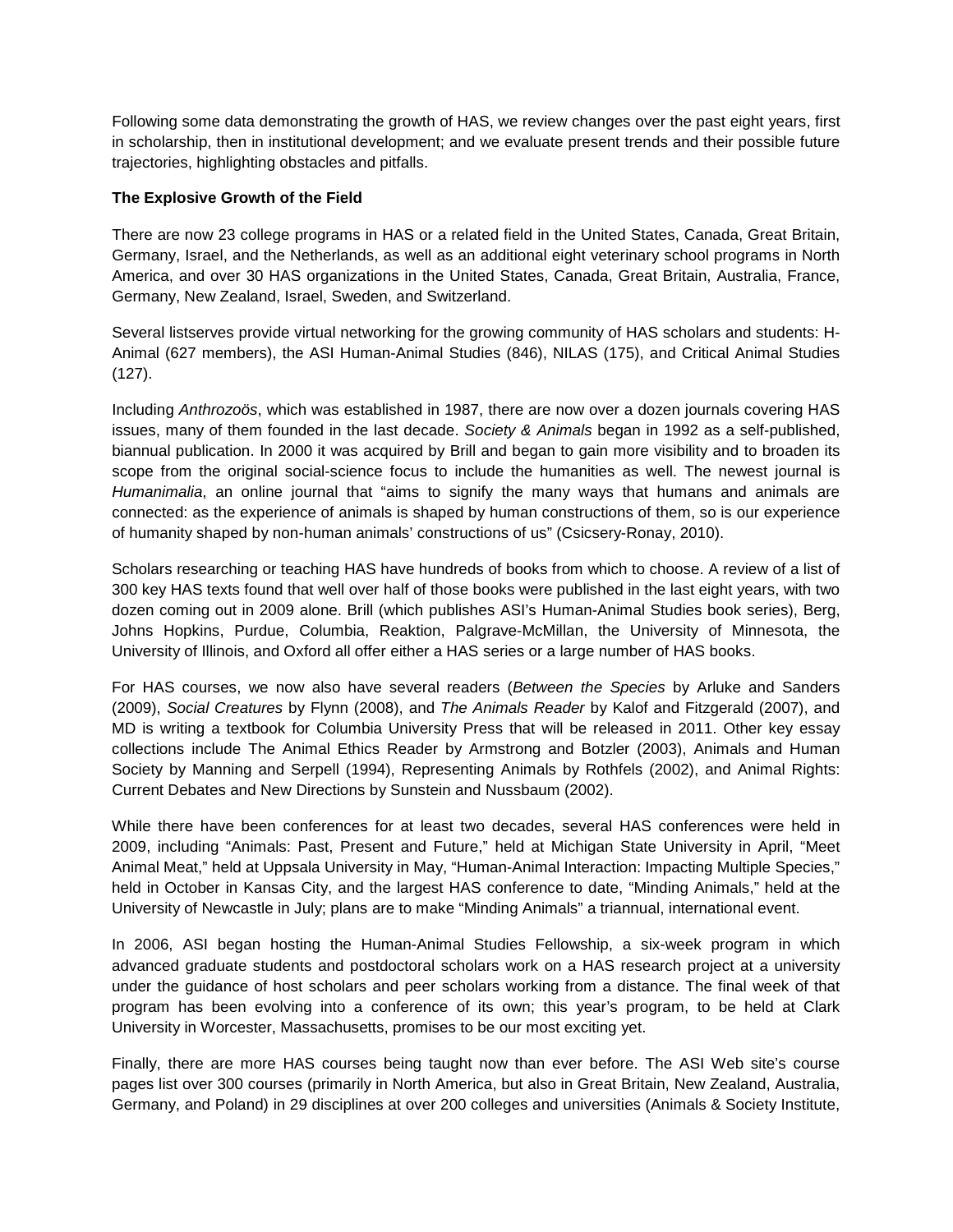Following some data demonstrating the growth of HAS, we review changes over the past eight years, first in scholarship, then in institutional development; and we evaluate present trends and their possible future trajectories, highlighting obstacles and pitfalls.

**The Explosive Growth of the Field**

There are now 23 college programs in HAS or a related field in the United States, Canada, Great Britain, Germany, Israel, and the Netherlands, as well as an additional eight veterinary school programs in North America, and over 30 HAS organizations in the United States, Canada, Great Britain, Australia, France, Germany, New Zealand, Israel, Sweden, and Switzerland.

Several listserves provide virtual networking for the growing community of HAS scholars and students: H-Animal (627 members), the ASI Human-Animal Studies (846), NILAS (175), and Critical Animal Studies (127).

Including *Anthrozoös*, which was established in 1987, there are now over a dozen journals covering HAS issues, many of them founded in the last decade. *Society & Animals* began in 1992 as a self-published, biannual publication. In 2000 it was acquired by Brill and began to gain more visibility and to broaden its scope from the original social-science focus to include the humanities as well. The newest journal is *Humanimalia*, an online journal that "aims to signify the many ways that humans and animals are connected: as the experience of animals is shaped by human constructions of them, so is our experience of humanity shaped by non-human animals' constructions of us" (Csicsery-Ronay, 2010).

Scholars researching or teaching HAS have hundreds of books from which to choose. A review of a list of 300 key HAS texts found that well over half of those books were published in the last eight years, with two dozen coming out in 2009 alone. Brill (which publishes ASI's Human-Animal Studies book series), Berg, Johns Hopkins, Purdue, Columbia, Reaktion, Palgrave-McMillan, the University of Minnesota, the University of Illinois, and Oxford all offer either a HAS series or a large number of HAS books.

For HAS courses, we now also have several readers (*Between the Species* by Arluke and Sanders (2009), *Social Creatures* by Flynn (2008), and *The Animals Reader* by Kalof and Fitzgerald (2007), and MD is writing a textbook for Columbia University Press that will be released in 2011. Other key essay collections include The Animal Ethics Reader by Armstrong and Botzler (2003), Animals and Human Society by Manning and Serpell (1994), Representing Animals by Rothfels (2002), and Animal Rights: Current Debates and New Directions by Sunstein and Nussbaum (2002).

While there have been conferences for at least two decades, several HAS conferences were held in 2009, including "Animals: Past, Present and Future," held at Michigan State University in April, "Meet Animal Meat," held at Uppsala University in May, "Human-Animal Interaction: Impacting Multiple Species," held in October in Kansas City, and the largest HAS conference to date, "Minding Animals," held at the University of Newcastle in July; plans are to make "Minding Animals" a triannual, international event.

In 2006, ASI began hosting the Human-Animal Studies Fellowship, a six-week program in which advanced graduate students and postdoctoral scholars work on a HAS research project at a university under the guidance of host scholars and peer scholars working from a distance. The final week of that program has been evolving into a conference of its own; this year's program, to be held at Clark University in Worcester, Massachusetts, promises to be our most exciting yet.

Finally, there are more HAS courses being taught now than ever before. The ASI Web site's course pages list over 300 courses (primarily in North America, but also in Great Britain, New Zealand, Australia, Germany, and Poland) in 29 disciplines at over 200 colleges and universities (Animals & Society Institute,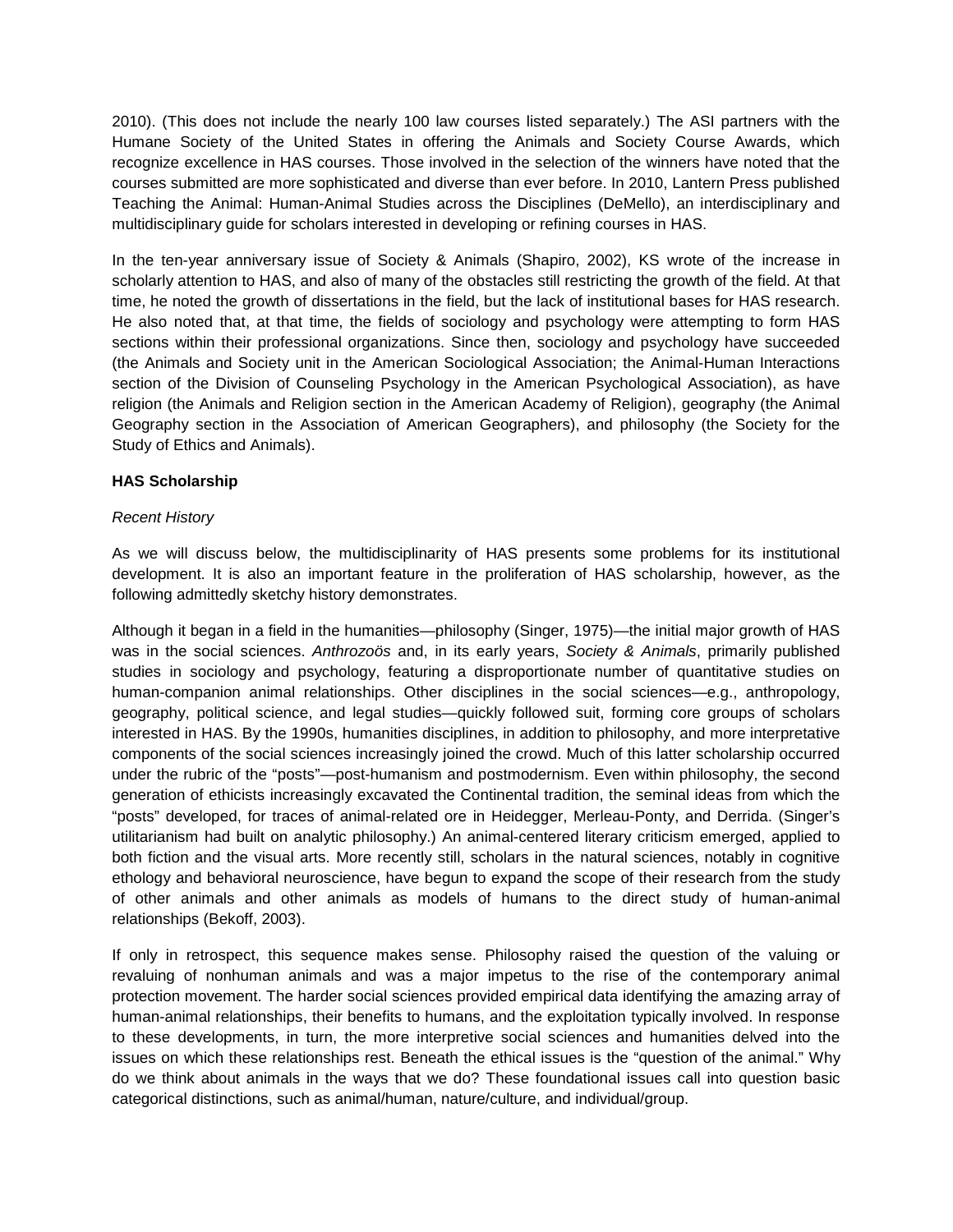2010). (This does not include the nearly 100 law courses listed separately.) The ASI partners with the Humane Society of the United States in offering the Animals and Society Course Awards, which recognize excellence in HAS courses. Those involved in the selection of the winners have noted that the courses submitted are more sophisticated and diverse than ever before. In 2010, Lantern Press published Teaching the Animal: Human-Animal Studies across the Disciplines (DeMello), an interdisciplinary and multidisciplinary guide for scholars interested in developing or refining courses in HAS.

In the ten-year anniversary issue of Society & Animals (Shapiro, 2002), KS wrote of the increase in scholarly attention to HAS, and also of many of the obstacles still restricting the growth of the field. At that time, he noted the growth of dissertations in the field, but the lack of institutional bases for HAS research. He also noted that, at that time, the fields of sociology and psychology were attempting to form HAS sections within their professional organizations. Since then, sociology and psychology have succeeded (the Animals and Society unit in the American Sociological Association; the Animal-Human Interactions section of the Division of Counseling Psychology in the American Psychological Association), as have religion (the Animals and Religion section in the American Academy of Religion), geography (the Animal Geography section in the Association of American Geographers), and philosophy (the Society for the Study of Ethics and Animals).

**HAS Scholarship**

*Recent History*

As we will discuss below, the multidisciplinarity of HAS presents some problems for its institutional development. It is also an important feature in the proliferation of HAS scholarship, however, as the following admittedly sketchy history demonstrates.

Although it began in a field in the humanities—philosophy (Singer, 1975)—the initial major growth of HAS was in the social sciences. *Anthrozoös* and, in its early years, *Society & Animals*, primarily published studies in sociology and psychology, featuring a disproportionate number of quantitative studies on human-companion animal relationships. Other disciplines in the social sciences—e.g., anthropology, geography, political science, and legal studies—quickly followed suit, forming core groups of scholars interested in HAS. By the 1990s, humanities disciplines, in addition to philosophy, and more interpretative components of the social sciences increasingly joined the crowd. Much of this latter scholarship occurred under the rubric of the "posts"—post-humanism and postmodernism. Even within philosophy, the second generation of ethicists increasingly excavated the Continental tradition, the seminal ideas from which the "posts" developed, for traces of animal-related ore in Heidegger, Merleau-Ponty, and Derrida. (Singer's utilitarianism had built on analytic philosophy.) An animal-centered literary criticism emerged, applied to both fiction and the visual arts. More recently still, scholars in the natural sciences, notably in cognitive ethology and behavioral neuroscience, have begun to expand the scope of their research from the study of other animals and other animals as models of humans to the direct study of human-animal relationships (Bekoff, 2003).

If only in retrospect, this sequence makes sense. Philosophy raised the question of the valuing or revaluing of nonhuman animals and was a major impetus to the rise of the contemporary animal protection movement. The harder social sciences provided empirical data identifying the amazing array of human-animal relationships, their benefits to humans, and the exploitation typically involved. In response to these developments, in turn, the more interpretive social sciences and humanities delved into the issues on which these relationships rest. Beneath the ethical issues is the "question of the animal." Why do we think about animals in the ways that we do? These foundational issues call into question basic categorical distinctions, such as animal/human, nature/culture, and individual/group.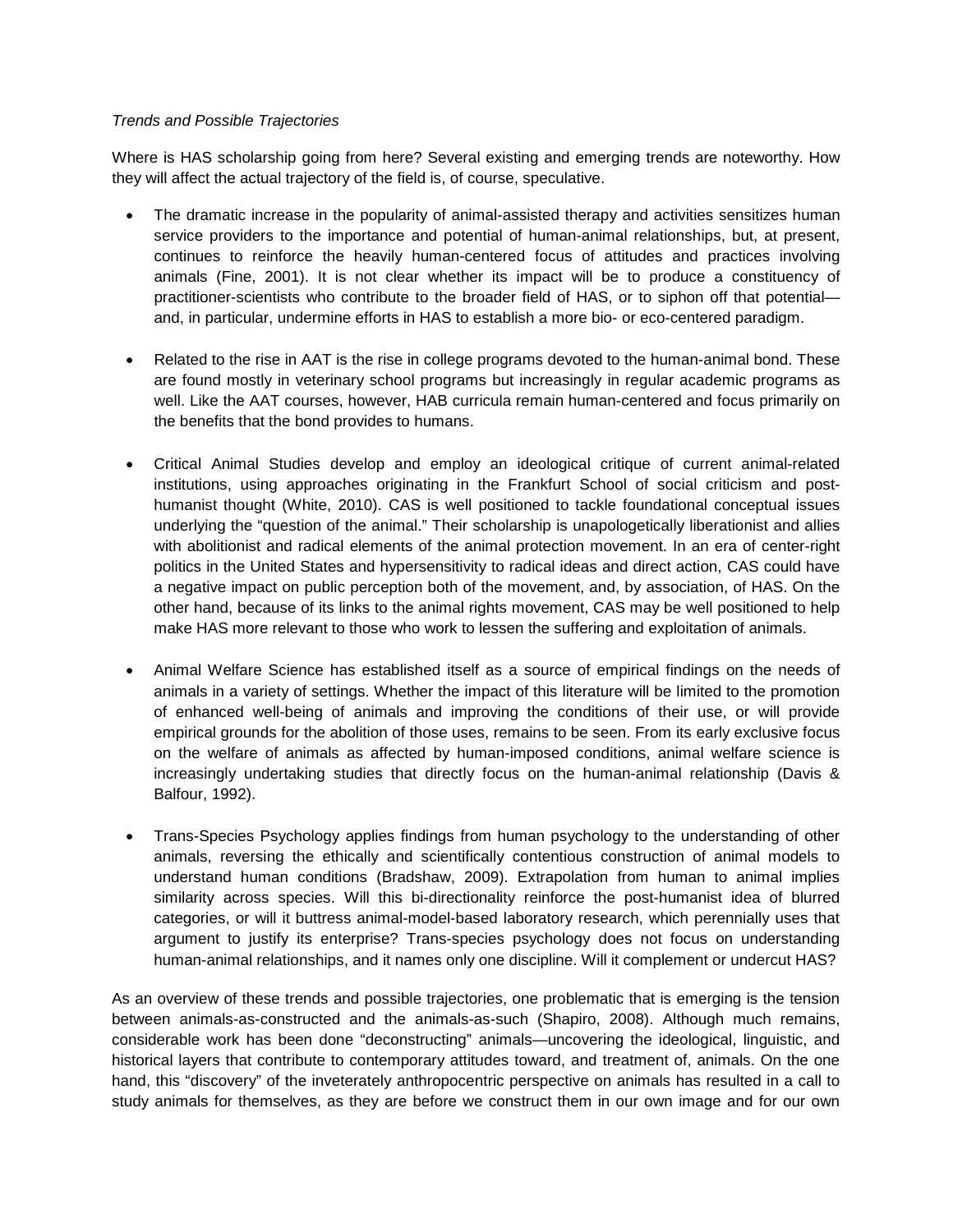*Trends and Possible Trajectories*

Where is HAS scholarship going from here? Several existing and emerging trends are noteworthy. How they will affect the actual trajectory of the field is, of course, speculative.

- The dramatic increase in the popularity of animal-assisted therapy and activities sensitizes human service providers to the importance and potential of human-animal relationships, but, at present, continues to reinforce the heavily human-centered focus of attitudes and practices involving animals (Fine, 2001). It is not clear whether its impact will be to produce a constituency of practitioner-scientists who contribute to the broader field of HAS, or to siphon off that potential—and, in particular, undermine efforts in HAS to establish a more bio- or eco-centered paradigm.

- Related to the rise in AAT is the rise in college programs devoted to the human-animal bond. These are found mostly in veterinary school programs but increasingly in regular academic programs as well. Like the AAT courses, however, HAB curricula remain human-centered and focus primarily on the benefits that the bond provides to humans.

- Critical Animal Studies develop and employ an ideological critique of current animal-related institutions, using approaches originating in the Frankfurt School of social criticism and post-humanist thought (White, 2010). CAS is well positioned to tackle foundational conceptual issues underlying the "question of the animal." Their scholarship is unapologetically liberationist and allies with abolitionist and radical elements of the animal protection movement. In an era of center-right politics in the United States and hypersensitivity to radical ideas and direct action, CAS could have a negative impact on public perception both of the movement, and, by association, of HAS. On the other hand, because of its links to the animal rights movement, CAS may be well positioned to help make HAS more relevant to those who work to lessen the suffering and exploitation of animals.

- Animal Welfare Science has established itself as a source of empirical findings on the needs of animals in a variety of settings. Whether the impact of this literature will be limited to the promotion of enhanced well-being of animals and improving the conditions of their use, or will provide empirical grounds for the abolition of those uses, remains to be seen. From its early exclusive focus on the welfare of animals as affected by human-imposed conditions, animal welfare science is increasingly undertaking studies that directly focus on the human-animal relationship (Davis & Balfour, 1992).

- Trans-Species Psychology applies findings from human psychology to the understanding of other animals, reversing the ethically and scientifically contentious construction of animal models to understand human conditions (Bradshaw, 2009). Extrapolation from human to animal implies similarity across species. Will this bi-directionality reinforce the post-humanist idea of blurred categories, or will it buttress animal-model-based laboratory research, which perennially uses that argument to justify its enterprise? Trans-species psychology does not focus on understanding human-animal relationships, and it names only one discipline. Will it complement or undercut HAS?

As an overview of these trends and possible trajectories, one problematic that is emerging is the tension between animals-as-constructed and the animals-as-such (Shapiro, 2008). Although much remains, considerable work has been done "deconstructing" animals—uncovering the ideological, linguistic, and historical layers that contribute to contemporary attitudes toward, and treatment of, animals. On the one hand, this "discovery" of the inveterately anthropocentric perspective on animals has resulted in a call to study animals for themselves, as they are before we construct them in our own image and for our own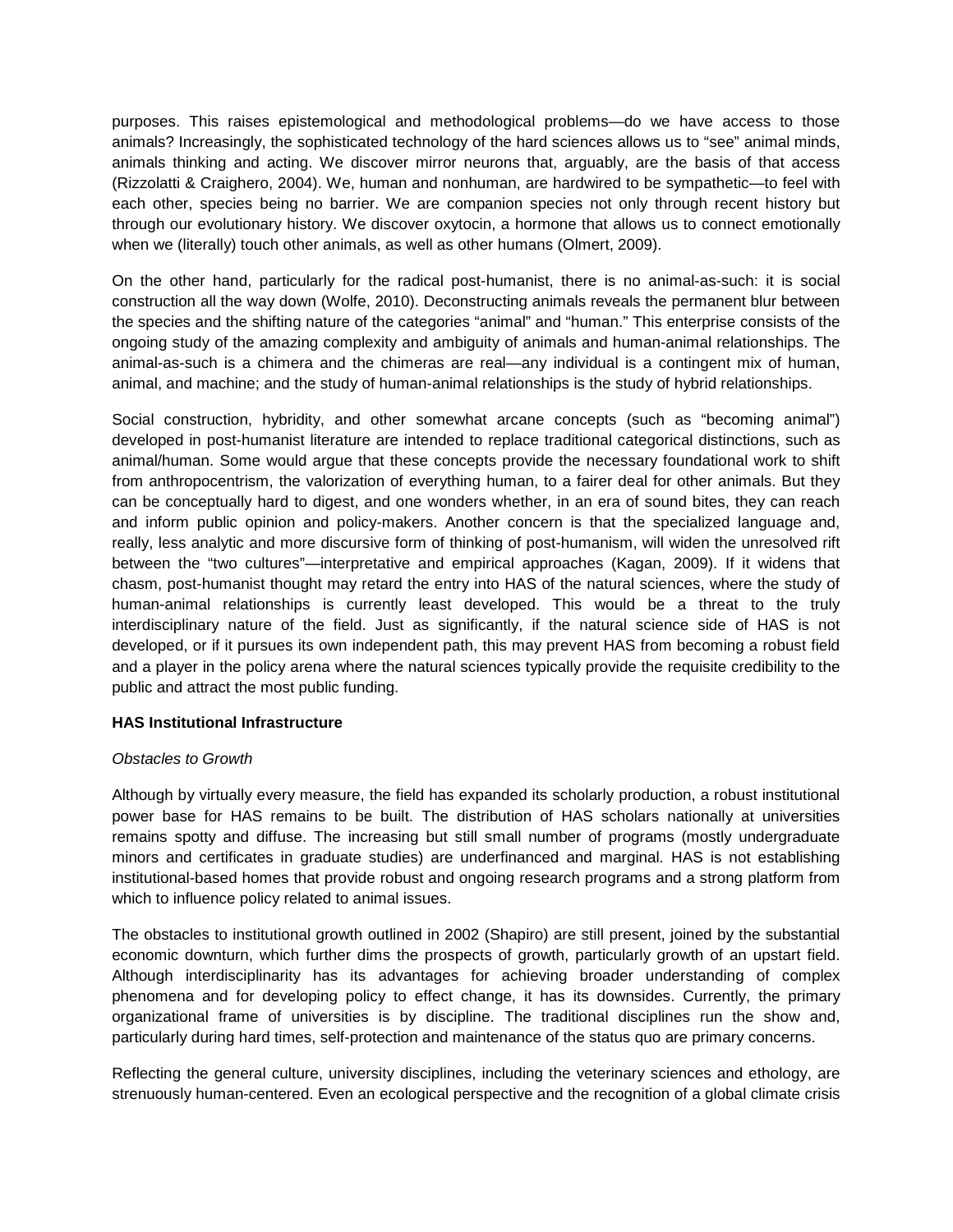purposes. This raises epistemological and methodological problems—do we have access to those animals? Increasingly, the sophisticated technology of the hard sciences allows us to "see" animal minds, animals thinking and acting. We discover mirror neurons that, arguably, are the basis of that access (Rizzolatti & Craighero, 2004). We, human and nonhuman, are hardwired to be sympathetic—to feel with each other, species being no barrier. We are companion species not only through recent history but through our evolutionary history. We discover oxytocin, a hormone that allows us to connect emotionally when we (literally) touch other animals, as well as other humans (Olmert, 2009).

On the other hand, particularly for the radical post-humanist, there is no animal-as-such: it is social construction all the way down (Wolfe, 2010). Deconstructing animals reveals the permanent blur between the species and the shifting nature of the categories "animal" and "human." This enterprise consists of the ongoing study of the amazing complexity and ambiguity of animals and human-animal relationships. The animal-as-such is a chimera and the chimeras are real—any individual is a contingent mix of human, animal, and machine; and the study of human-animal relationships is the study of hybrid relationships.

Social construction, hybridity, and other somewhat arcane concepts (such as "becoming animal") developed in post-humanist literature are intended to replace traditional categorical distinctions, such as animal/human. Some would argue that these concepts provide the necessary foundational work to shift from anthropocentrism, the valorization of everything human, to a fairer deal for other animals. But they can be conceptually hard to digest, and one wonders whether, in an era of sound bites, they can reach and inform public opinion and policy-makers. Another concern is that the specialized language and, really, less analytic and more discursive form of thinking of post-humanism, will widen the unresolved rift between the "two cultures"—interpretative and empirical approaches (Kagan, 2009). If it widens that chasm, post-humanist thought may retard the entry into HAS of the natural sciences, where the study of human-animal relationships is currently least developed. This would be a threat to the truly interdisciplinary nature of the field. Just as significantly, if the natural science side of HAS is not developed, or if it pursues its own independent path, this may prevent HAS from becoming a robust field and a player in the policy arena where the natural sciences typically provide the requisite credibility to the public and attract the most public funding.

**HAS Institutional Infrastructure**

*Obstacles to Growth*

Although by virtually every measure, the field has expanded its scholarly production, a robust institutional power base for HAS remains to be built. The distribution of HAS scholars nationally at universities remains spotty and diffuse. The increasing but still small number of programs (mostly undergraduate minors and certificates in graduate studies) are underfinanced and marginal. HAS is not establishing institutional-based homes that provide robust and ongoing research programs and a strong platform from which to influence policy related to animal issues.

The obstacles to institutional growth outlined in 2002 (Shapiro) are still present, joined by the substantial economic downturn, which further dims the prospects of growth, particularly growth of an upstart field. Although interdisciplinarity has its advantages for achieving broader understanding of complex phenomena and for developing policy to effect change, it has its downsides. Currently, the primary organizational frame of universities is by discipline. The traditional disciplines run the show and, particularly during hard times, self-protection and maintenance of the status quo are primary concerns.

Reflecting the general culture, university disciplines, including the veterinary sciences and ethology, are strenuously human-centered. Even an ecological perspective and the recognition of a global climate crisis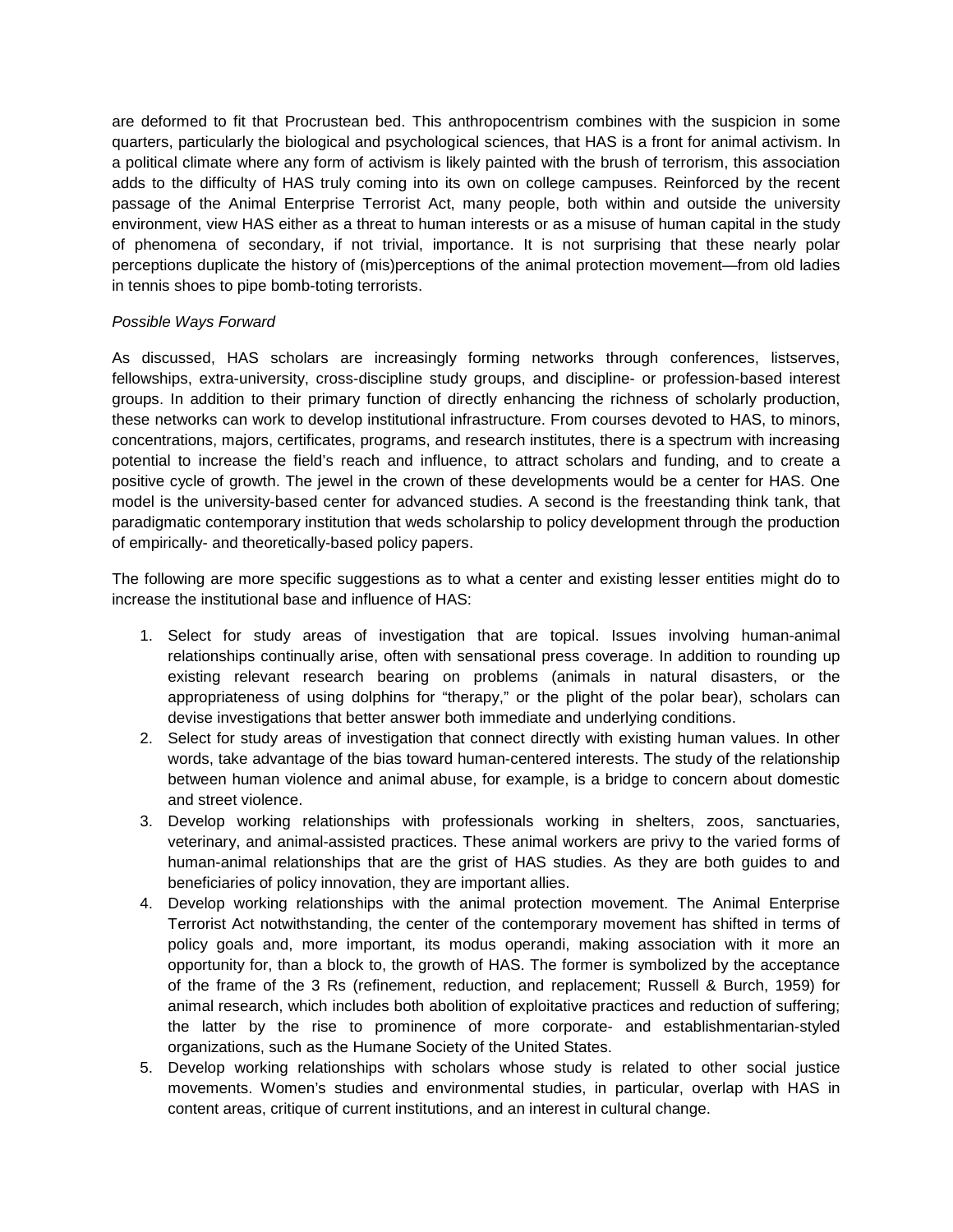are deformed to fit that Procrustean bed. This anthropocentrism combines with the suspicion in some quarters, particularly the biological and psychological sciences, that HAS is a front for animal activism. In a political climate where any form of activism is likely painted with the brush of terrorism, this association adds to the difficulty of HAS truly coming into its own on college campuses. Reinforced by the recent passage of the Animal Enterprise Terrorist Act, many people, both within and outside the university environment, view HAS either as a threat to human interests or as a misuse of human capital in the study of phenomena of secondary, if not trivial, importance. It is not surprising that these nearly polar perceptions duplicate the history of (mis)perceptions of the animal protection movement—from old ladies in tennis shoes to pipe bomb-toting terrorists.

*Possible Ways Forward*

As discussed, HAS scholars are increasingly forming networks through conferences, listserves, fellowships, extra-university, cross-discipline study groups, and discipline- or profession-based interest groups. In addition to their primary function of directly enhancing the richness of scholarly production, these networks can work to develop institutional infrastructure. From courses devoted to HAS, to minors, concentrations, majors, certificates, programs, and research institutes, there is a spectrum with increasing potential to increase the field's reach and influence, to attract scholars and funding, and to create a positive cycle of growth. The jewel in the crown of these developments would be a center for HAS. One model is the university-based center for advanced studies. A second is the freestanding think tank, that paradigmatic contemporary institution that weds scholarship to policy development through the production of empirically- and theoretically-based policy papers.

The following are more specific suggestions as to what a center and existing lesser entities might do to increase the institutional base and influence of HAS:

1. Select for study areas of investigation that are topical. Issues involving human-animal relationships continually arise, often with sensational press coverage. In addition to rounding up existing relevant research bearing on problems (animals in natural disasters, or the appropriateness of using dolphins for "therapy," or the plight of the polar bear), scholars can devise investigations that better answer both immediate and underlying conditions.
2. Select for study areas of investigation that connect directly with existing human values. In other words, take advantage of the bias toward human-centered interests. The study of the relationship between human violence and animal abuse, for example, is a bridge to concern about domestic and street violence.
3. Develop working relationships with professionals working in shelters, zoos, sanctuaries, veterinary, and animal-assisted practices. These animal workers are privy to the varied forms of human-animal relationships that are the grist of HAS studies. As they are both guides to and beneficiaries of policy innovation, they are important allies.
4. Develop working relationships with the animal protection movement. The Animal Enterprise Terrorist Act notwithstanding, the center of the contemporary movement has shifted in terms of policy goals and, more important, its modus operandi, making association with it more an opportunity for, than a block to, the growth of HAS. The former is symbolized by the acceptance of the frame of the 3 Rs (refinement, reduction, and replacement; Russell & Burch, 1959) for animal research, which includes both abolition of exploitative practices and reduction of suffering; the latter by the rise to prominence of more corporate- and establishmentarian-styled organizations, such as the Humane Society of the United States.
5. Develop working relationships with scholars whose study is related to other social justice movements. Women's studies and environmental studies, in particular, overlap with HAS in content areas, critique of current institutions, and an interest in cultural change.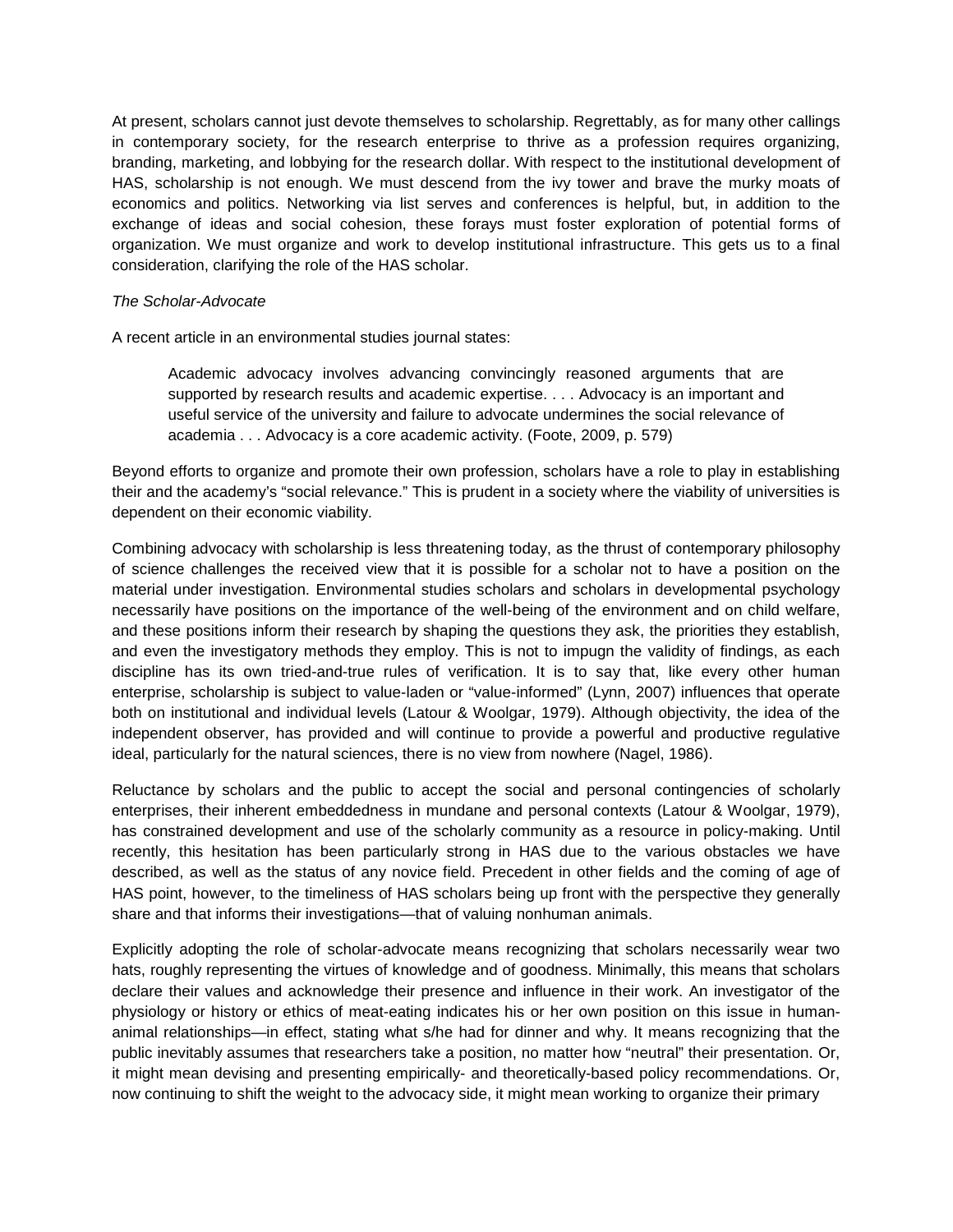At present, scholars cannot just devote themselves to scholarship. Regrettably, as for many other callings in contemporary society, for the research enterprise to thrive as a profession requires organizing, branding, marketing, and lobbying for the research dollar. With respect to the institutional development of HAS, scholarship is not enough. We must descend from the ivy tower and brave the murky moats of economics and politics. Networking via list serves and conferences is helpful, but, in addition to the exchange of ideas and social cohesion, these forays must foster exploration of potential forms of organization. We must organize and work to develop institutional infrastructure. This gets us to a final consideration, clarifying the role of the HAS scholar.

*The Scholar-Advocate*

A recent article in an environmental studies journal states:

> Academic advocacy involves advancing convincingly reasoned arguments that are supported by research results and academic expertise. . . . Advocacy is an important and useful service of the university and failure to advocate undermines the social relevance of academia . . . Advocacy is a core academic activity. (Foote, 2009, p. 579)

Beyond efforts to organize and promote their own profession, scholars have a role to play in establishing their and the academy's "social relevance." This is prudent in a society where the viability of universities is dependent on their economic viability.

Combining advocacy with scholarship is less threatening today, as the thrust of contemporary philosophy of science challenges the received view that it is possible for a scholar not to have a position on the material under investigation. Environmental studies scholars and scholars in developmental psychology necessarily have positions on the importance of the well-being of the environment and on child welfare, and these positions inform their research by shaping the questions they ask, the priorities they establish, and even the investigatory methods they employ. This is not to impugn the validity of findings, as each discipline has its own tried-and-true rules of verification. It is to say that, like every other human enterprise, scholarship is subject to value-laden or "value-informed" (Lynn, 2007) influences that operate both on institutional and individual levels (Latour & Woolgar, 1979). Although objectivity, the idea of the independent observer, has provided and will continue to provide a powerful and productive regulative ideal, particularly for the natural sciences, there is no view from nowhere (Nagel, 1986).

Reluctance by scholars and the public to accept the social and personal contingencies of scholarly enterprises, their inherent embeddedness in mundane and personal contexts (Latour & Woolgar, 1979), has constrained development and use of the scholarly community as a resource in policy-making. Until recently, this hesitation has been particularly strong in HAS due to the various obstacles we have described, as well as the status of any novice field. Precedent in other fields and the coming of age of HAS point, however, to the timeliness of HAS scholars being up front with the perspective they generally share and that informs their investigations—that of valuing nonhuman animals.

Explicitly adopting the role of scholar-advocate means recognizing that scholars necessarily wear two hats, roughly representing the virtues of knowledge and of goodness. Minimally, this means that scholars declare their values and acknowledge their presence and influence in their work. An investigator of the physiology or history or ethics of meat-eating indicates his or her own position on this issue in human-animal relationships—in effect, stating what s/he had for dinner and why. It means recognizing that the public inevitably assumes that researchers take a position, no matter how "neutral" their presentation. Or, it might mean devising and presenting empirically- and theoretically-based policy recommendations. Or, now continuing to shift the weight to the advocacy side, it might mean working to organize their primary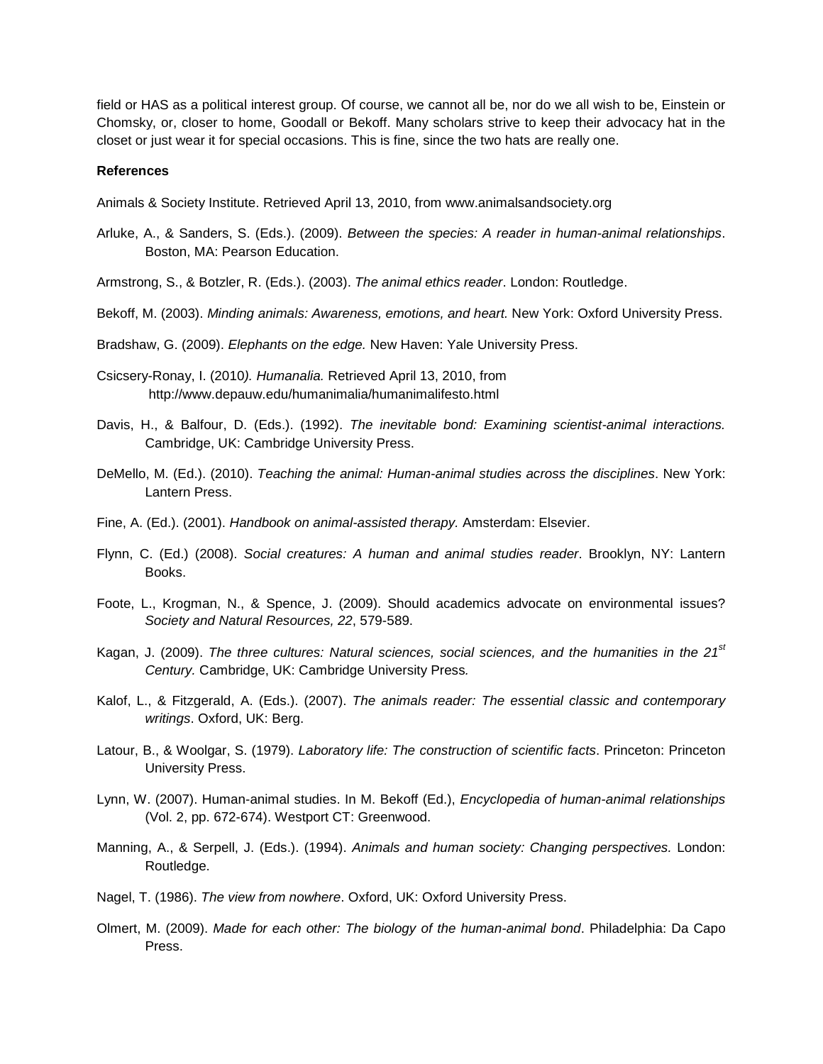field or HAS as a political interest group. Of course, we cannot all be, nor do we all wish to be, Einstein or Chomsky, or, closer to home, Goodall or Bekoff. Many scholars strive to keep their advocacy hat in the closet or just wear it for special occasions. This is fine, since the two hats are really one.

**References**

Animals & Society Institute. Retrieved April 13, 2010, from www.animalsandsociety.org

Arluke, A., & Sanders, S. (Eds.). (2009). *Between the species: A reader in human-animal relationships*. Boston, MA: Pearson Education.

Armstrong, S., & Botzler, R. (Eds.). (2003). *The animal ethics reader*. London: Routledge.

Bekoff, M. (2003). *Minding animals: Awareness, emotions, and heart.* New York: Oxford University Press.

Bradshaw, G. (2009). *Elephants on the edge.* New Haven: Yale University Press.

Csicsery-Ronay, I. (2010*). Humanalia.* Retrieved April 13, 2010, from http://www.depauw.edu/humanimalia/humanimalifesto.html

Davis, H., & Balfour, D. (Eds.). (1992). *The inevitable bond: Examining scientist-animal interactions.* Cambridge, UK: Cambridge University Press.

DeMello, M. (Ed.). (2010). *Teaching the animal: Human-animal studies across the disciplines*. New York: Lantern Press.

Fine, A. (Ed.). (2001). *Handbook on animal-assisted therapy.* Amsterdam: Elsevier.

Flynn, C. (Ed.) (2008). *Social creatures: A human and animal studies reader*. Brooklyn, NY: Lantern Books.

Foote, L., Krogman, N., & Spence, J. (2009). Should academics advocate on environmental issues? *Society and Natural Resources, 22*, 579-589.

Kagan, J. (2009). *The three cultures: Natural sciences, social sciences, and the humanities in the 21st Century.* Cambridge, UK: Cambridge University Press*.*

Kalof, L., & Fitzgerald, A. (Eds.). (2007). *The animals reader: The essential classic and contemporary writings*. Oxford, UK: Berg.

Latour, B., & Woolgar, S. (1979). *Laboratory life: The construction of scientific facts*. Princeton: Princeton University Press.

Lynn, W. (2007). Human-animal studies. In M. Bekoff (Ed.), *Encyclopedia of human-animal relationships* (Vol. 2, pp. 672-674). Westport CT: Greenwood.

Manning, A., & Serpell, J. (Eds.). (1994). *Animals and human society: Changing perspectives.* London: Routledge.

Nagel, T. (1986). *The view from nowhere*. Oxford, UK: Oxford University Press.

Olmert, M. (2009). *Made for each other: The biology of the human-animal bond*. Philadelphia: Da Capo Press.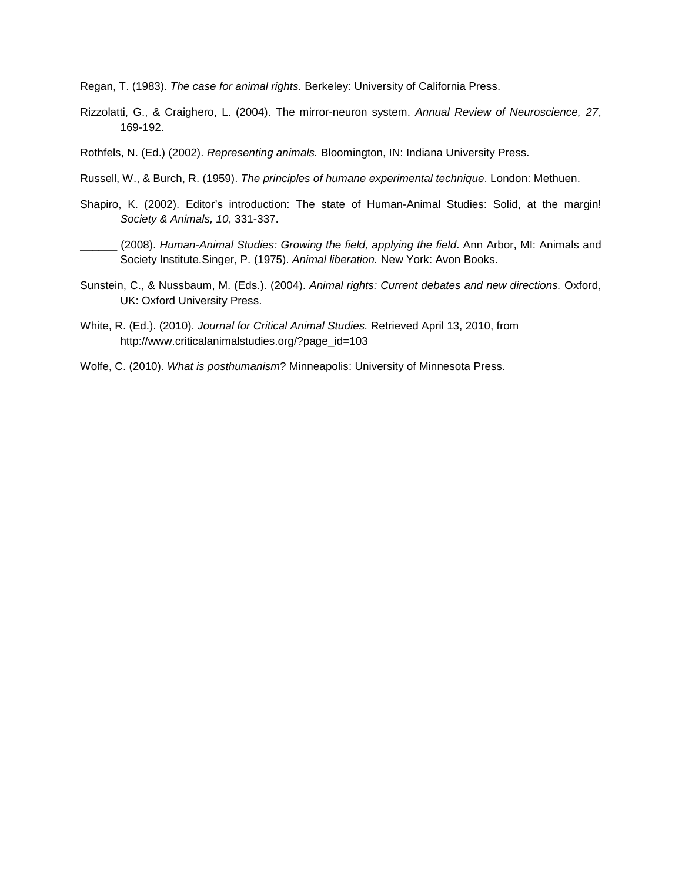Regan, T. (1983). *The case for animal rights.* Berkeley: University of California Press.

Rizzolatti, G., & Craighero, L. (2004). The mirror-neuron system. *Annual Review of Neuroscience, 27*, 169-192.

Rothfels, N. (Ed.) (2002). *Representing animals.* Bloomington, IN: Indiana University Press.

Russell, W., & Burch, R. (1959). *The principles of humane experimental technique*. London: Methuen.

Shapiro, K. (2002). Editor's introduction: The state of Human-Animal Studies: Solid, at the margin! *Society & Animals, 10*, 331-337.

______ (2008). *Human-Animal Studies: Growing the field, applying the field*. Ann Arbor, MI: Animals and Society Institute.Singer, P. (1975). *Animal liberation.* New York: Avon Books.

Sunstein, C., & Nussbaum, M. (Eds.). (2004). *Animal rights: Current debates and new directions.* Oxford, UK: Oxford University Press.

White, R. (Ed.). (2010). *Journal for Critical Animal Studies.* Retrieved April 13, 2010, from http://www.criticalanimalstudies.org/?page_id=103

Wolfe, C. (2010). *What is posthumanism*? Minneapolis: University of Minnesota Press.